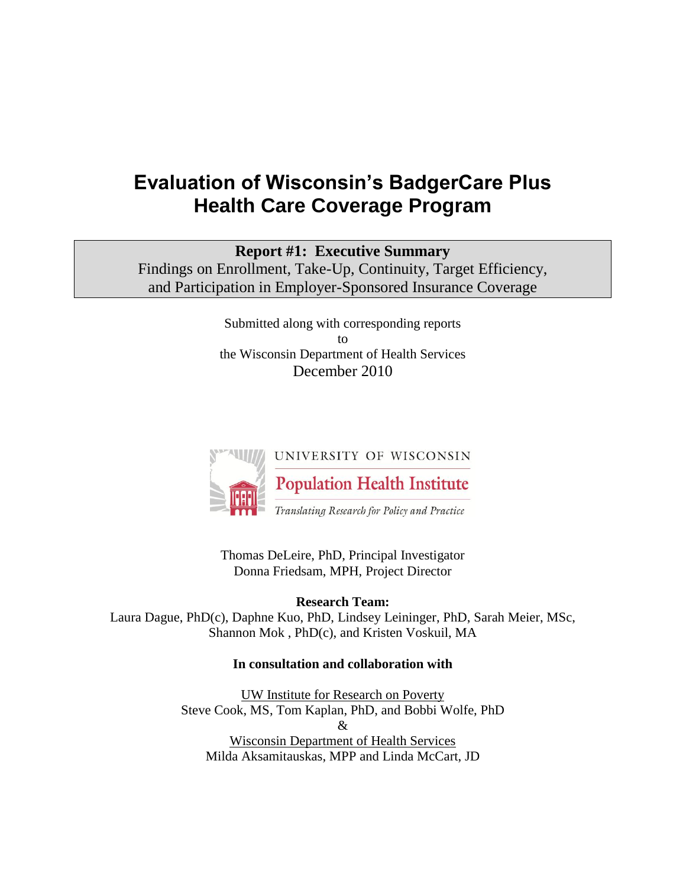# Evaluation of Wisconsin's BadgerCare Plus Health Care Coverage Program

**Report #1: Executive Summary**

Findings on Enrollment, Take-Up, Continuity, Target Efficiency, and Participation in Employer-Sponsored Insurance Coverage

Submitted along with corresponding reports
to
the Wisconsin Department of Health Services
December 2010

UNIVERSITY OF WISCONSIN
Population Health Institute
*Translating Research for Policy and Practice*

Thomas DeLeire, PhD, Principal Investigator
Donna Friedsam, MPH, Project Director

**Research Team:**
Laura Dague, PhD(c), Daphne Kuo, PhD, Lindsey Leininger, PhD, Sarah Meier, MSc, Shannon Mok , PhD(c), and Kristen Voskuil, MA

**In consultation and collaboration with**

UW Institute for Research on Poverty
Steve Cook, MS, Tom Kaplan, PhD, and Bobbi Wolfe, PhD
&
Wisconsin Department of Health Services
Milda Aksamitauskas, MPP and Linda McCart, JD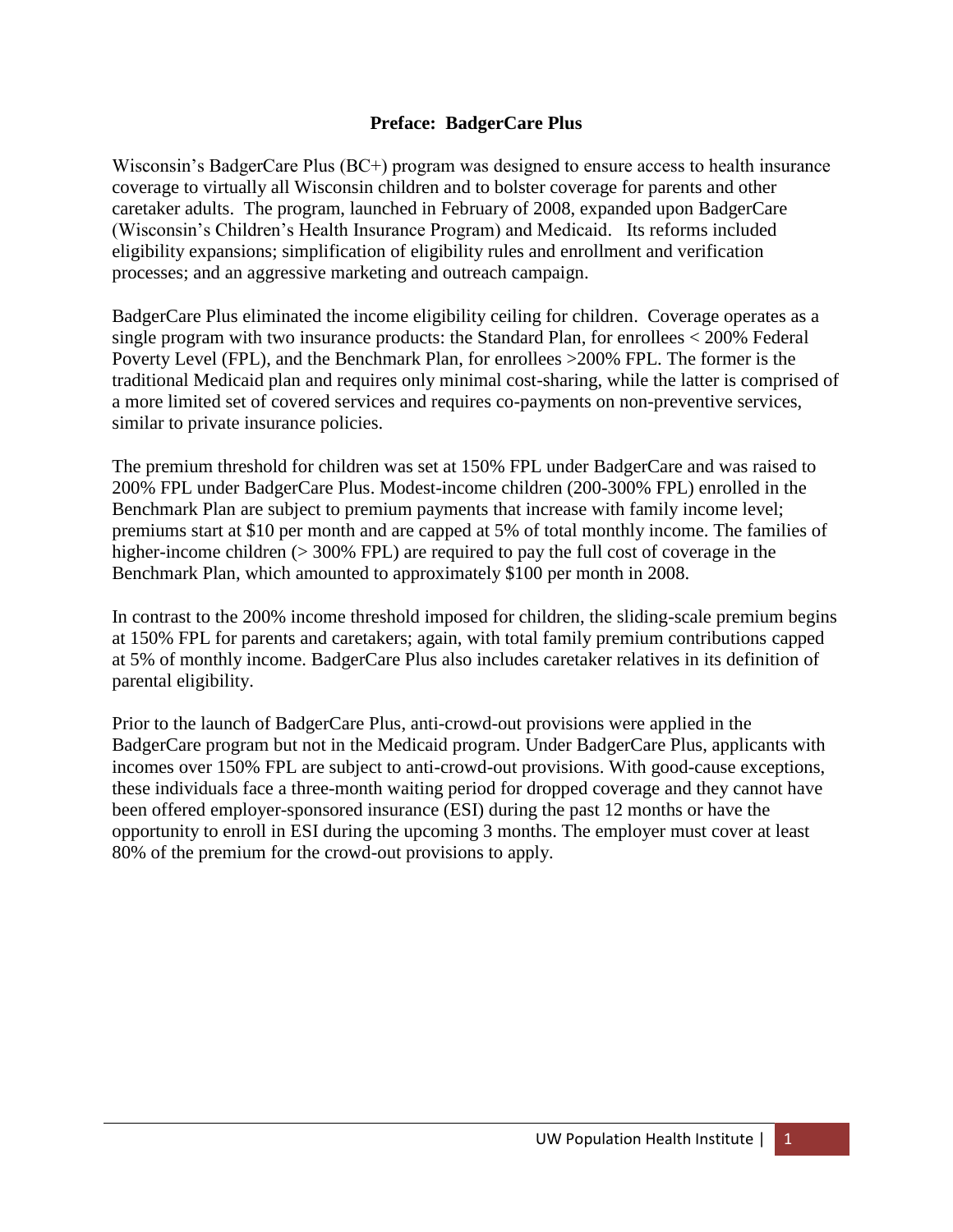## Preface: BadgerCare Plus

Wisconsin's BadgerCare Plus (BC+) program was designed to ensure access to health insurance coverage to virtually all Wisconsin children and to bolster coverage for parents and other caretaker adults. The program, launched in February of 2008, expanded upon BadgerCare (Wisconsin's Children's Health Insurance Program) and Medicaid. Its reforms included eligibility expansions; simplification of eligibility rules and enrollment and verification processes; and an aggressive marketing and outreach campaign.

BadgerCare Plus eliminated the income eligibility ceiling for children. Coverage operates as a single program with two insurance products: the Standard Plan, for enrollees < 200% Federal Poverty Level (FPL), and the Benchmark Plan, for enrollees >200% FPL. The former is the traditional Medicaid plan and requires only minimal cost-sharing, while the latter is comprised of a more limited set of covered services and requires co-payments on non-preventive services, similar to private insurance policies.

The premium threshold for children was set at 150% FPL under BadgerCare and was raised to 200% FPL under BadgerCare Plus. Modest-income children (200-300% FPL) enrolled in the Benchmark Plan are subject to premium payments that increase with family income level; premiums start at $10 per month and are capped at 5% of total monthly income. The families of higher-income children (> 300% FPL) are required to pay the full cost of coverage in the Benchmark Plan, which amounted to approximately $100 per month in 2008.

In contrast to the 200% income threshold imposed for children, the sliding-scale premium begins at 150% FPL for parents and caretakers; again, with total family premium contributions capped at 5% of monthly income. BadgerCare Plus also includes caretaker relatives in its definition of parental eligibility.

Prior to the launch of BadgerCare Plus, anti-crowd-out provisions were applied in the BadgerCare program but not in the Medicaid program. Under BadgerCare Plus, applicants with incomes over 150% FPL are subject to anti-crowd-out provisions. With good-cause exceptions, these individuals face a three-month waiting period for dropped coverage and they cannot have been offered employer-sponsored insurance (ESI) during the past 12 months or have the opportunity to enroll in ESI during the upcoming 3 months. The employer must cover at least 80% of the premium for the crowd-out provisions to apply.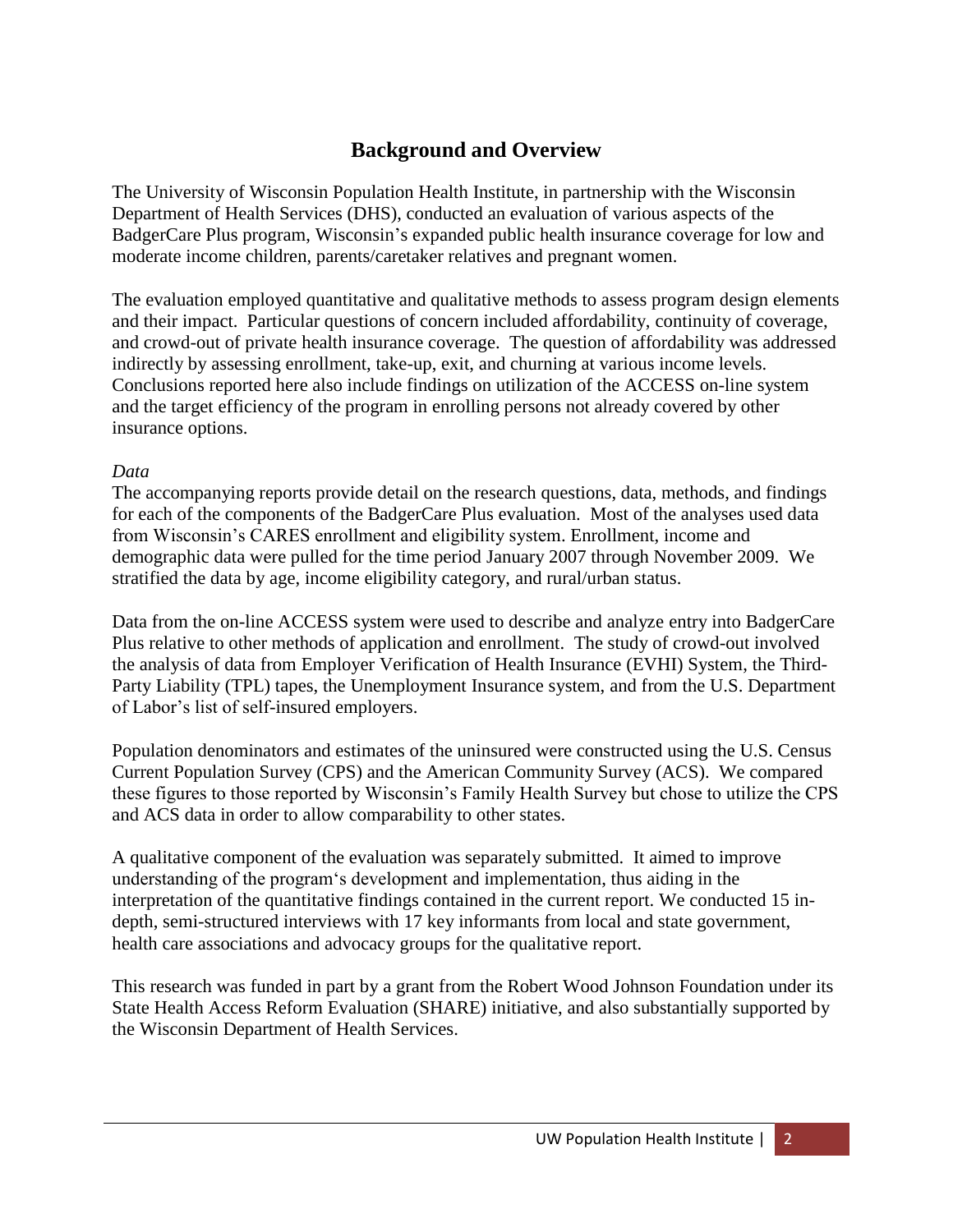## Background and Overview

The University of Wisconsin Population Health Institute, in partnership with the Wisconsin Department of Health Services (DHS), conducted an evaluation of various aspects of the BadgerCare Plus program, Wisconsin's expanded public health insurance coverage for low and moderate income children, parents/caretaker relatives and pregnant women.

The evaluation employed quantitative and qualitative methods to assess program design elements and their impact. Particular questions of concern included affordability, continuity of coverage, and crowd-out of private health insurance coverage. The question of affordability was addressed indirectly by assessing enrollment, take-up, exit, and churning at various income levels. Conclusions reported here also include findings on utilization of the ACCESS on-line system and the target efficiency of the program in enrolling persons not already covered by other insurance options.

*Data*

The accompanying reports provide detail on the research questions, data, methods, and findings for each of the components of the BadgerCare Plus evaluation. Most of the analyses used data from Wisconsin's CARES enrollment and eligibility system. Enrollment, income and demographic data were pulled for the time period January 2007 through November 2009. We stratified the data by age, income eligibility category, and rural/urban status.

Data from the on-line ACCESS system were used to describe and analyze entry into BadgerCare Plus relative to other methods of application and enrollment. The study of crowd-out involved the analysis of data from Employer Verification of Health Insurance (EVHI) System, the Third-Party Liability (TPL) tapes, the Unemployment Insurance system, and from the U.S. Department of Labor's list of self-insured employers.

Population denominators and estimates of the uninsured were constructed using the U.S. Census Current Population Survey (CPS) and the American Community Survey (ACS). We compared these figures to those reported by Wisconsin's Family Health Survey but chose to utilize the CPS and ACS data in order to allow comparability to other states.

A qualitative component of the evaluation was separately submitted. It aimed to improve understanding of the program's development and implementation, thus aiding in the interpretation of the quantitative findings contained in the current report. We conducted 15 in-depth, semi-structured interviews with 17 key informants from local and state government, health care associations and advocacy groups for the qualitative report.

This research was funded in part by a grant from the Robert Wood Johnson Foundation under its State Health Access Reform Evaluation (SHARE) initiative, and also substantially supported by the Wisconsin Department of Health Services.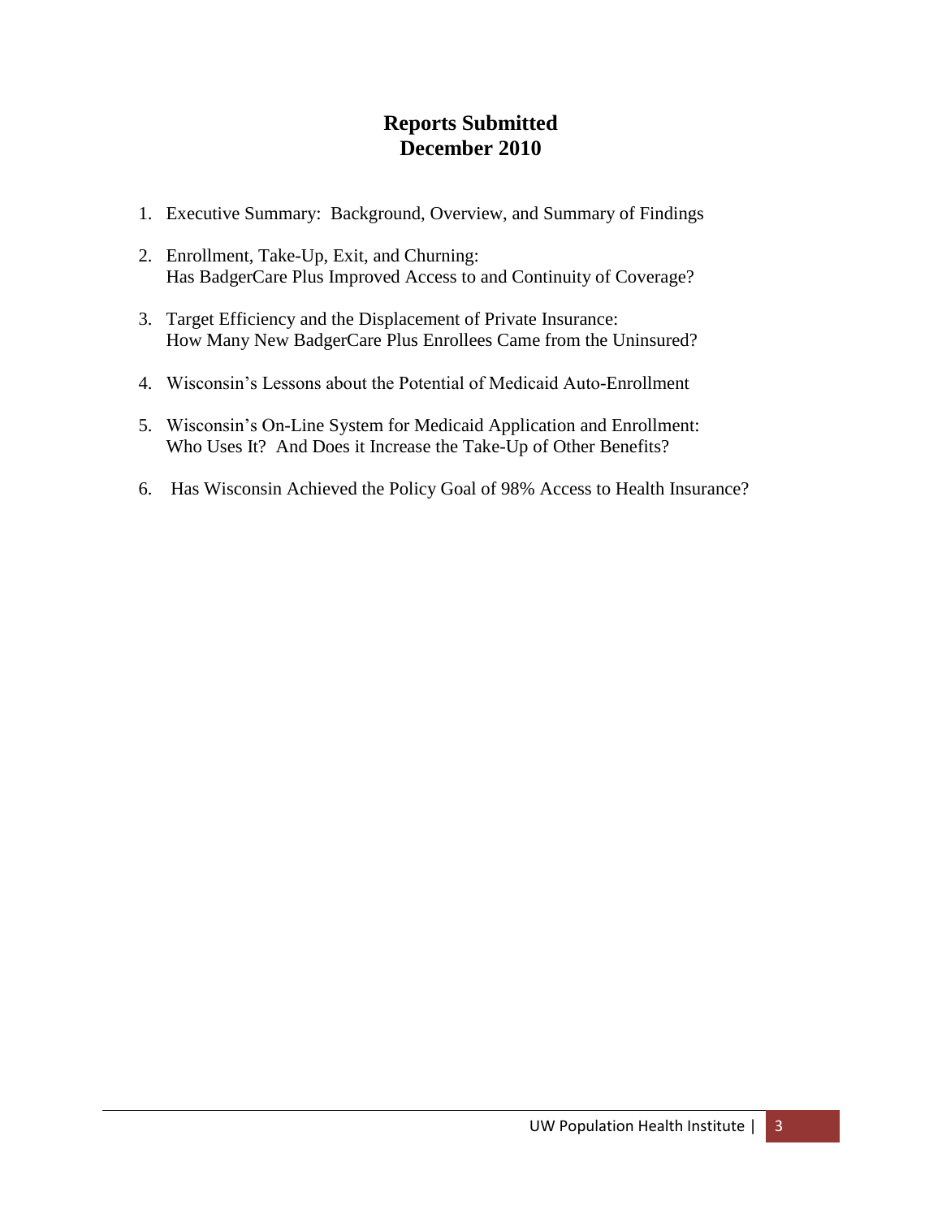# Reports Submitted
# December 2010

1. Executive Summary: Background, Overview, and Summary of Findings

2. Enrollment, Take-Up, Exit, and Churning:
   Has BadgerCare Plus Improved Access to and Continuity of Coverage?

3. Target Efficiency and the Displacement of Private Insurance:
   How Many New BadgerCare Plus Enrollees Came from the Uninsured?

4. Wisconsin's Lessons about the Potential of Medicaid Auto-Enrollment

5. Wisconsin's On-Line System for Medicaid Application and Enrollment:
   Who Uses It? And Does it Increase the Take-Up of Other Benefits?

6. Has Wisconsin Achieved the Policy Goal of 98% Access to Health Insurance?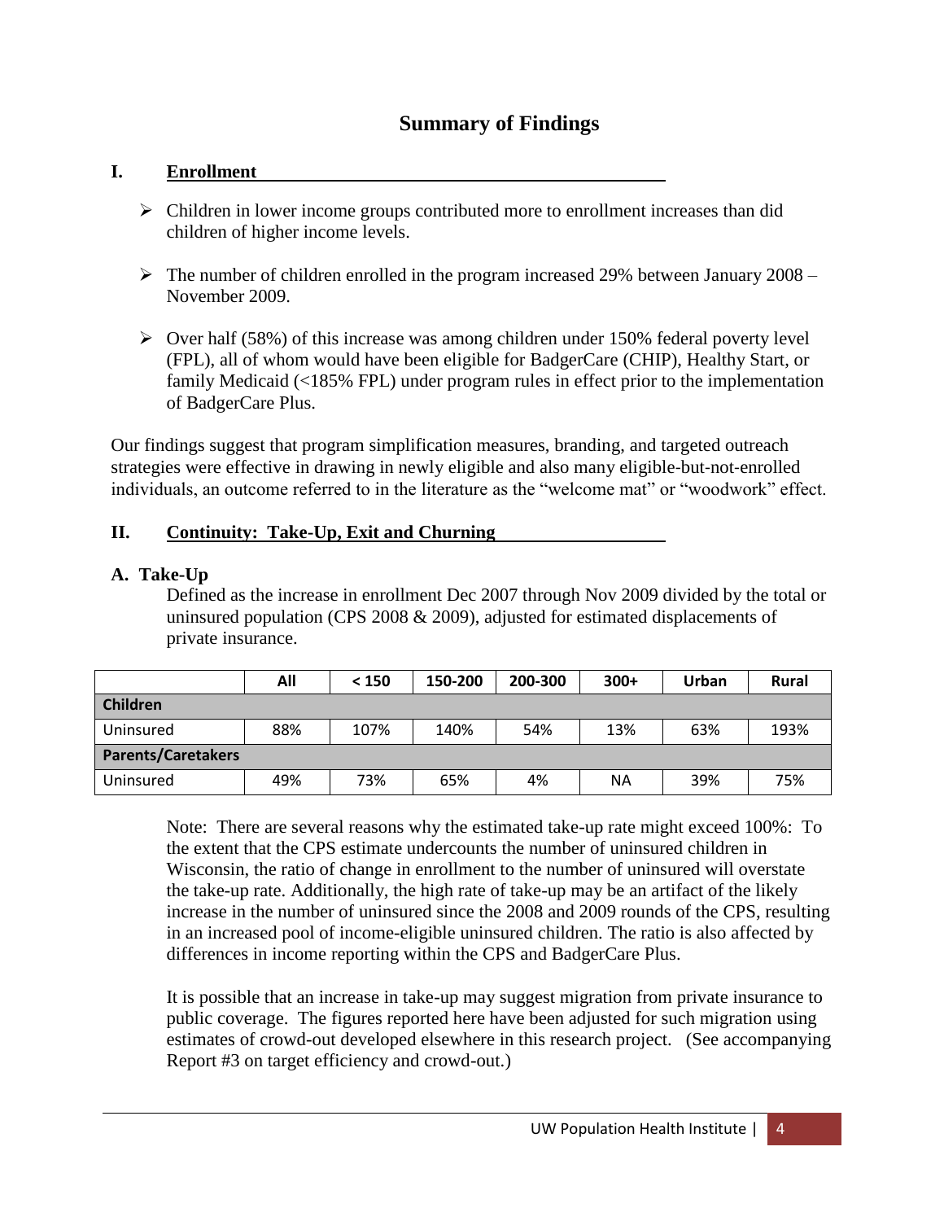# Summary of Findings

## I. Enrollment

- Children in lower income groups contributed more to enrollment increases than did children of higher income levels.
- The number of children enrolled in the program increased 29% between January 2008 – November 2009.
- Over half (58%) of this increase was among children under 150% federal poverty level (FPL), all of whom would have been eligible for BadgerCare (CHIP), Healthy Start, or family Medicaid (<185% FPL) under program rules in effect prior to the implementation of BadgerCare Plus.

Our findings suggest that program simplification measures, branding, and targeted outreach strategies were effective in drawing in newly eligible and also many eligible-but-not-enrolled individuals, an outcome referred to in the literature as the "welcome mat" or "woodwork" effect.

## II. Continuity: Take-Up, Exit and Churning

### A. Take-Up

Defined as the increase in enrollment Dec 2007 through Nov 2009 divided by the total or uninsured population (CPS 2008 & 2009), adjusted for estimated displacements of private insurance.

| | All | < 150 | 150-200 | 200-300 | 300+ | Urban | Rural |
|---|---|---|---|---|---|---|---|
| **Children** | | | | | | | |
| Uninsured | 88% | 107% | 140% | 54% | 13% | 63% | 193% |
| **Parents/Caretakers** | | | | | | | |
| Uninsured | 49% | 73% | 65% | 4% | NA | 39% | 75% |

Note: There are several reasons why the estimated take-up rate might exceed 100%: To the extent that the CPS estimate undercounts the number of uninsured children in Wisconsin, the ratio of change in enrollment to the number of uninsured will overstate the take-up rate. Additionally, the high rate of take-up may be an artifact of the likely increase in the number of uninsured since the 2008 and 2009 rounds of the CPS, resulting in an increased pool of income-eligible uninsured children. The ratio is also affected by differences in income reporting within the CPS and BadgerCare Plus.

It is possible that an increase in take-up may suggest migration from private insurance to public coverage. The figures reported here have been adjusted for such migration using estimates of crowd-out developed elsewhere in this research project. (See accompanying Report #3 on target efficiency and crowd-out.)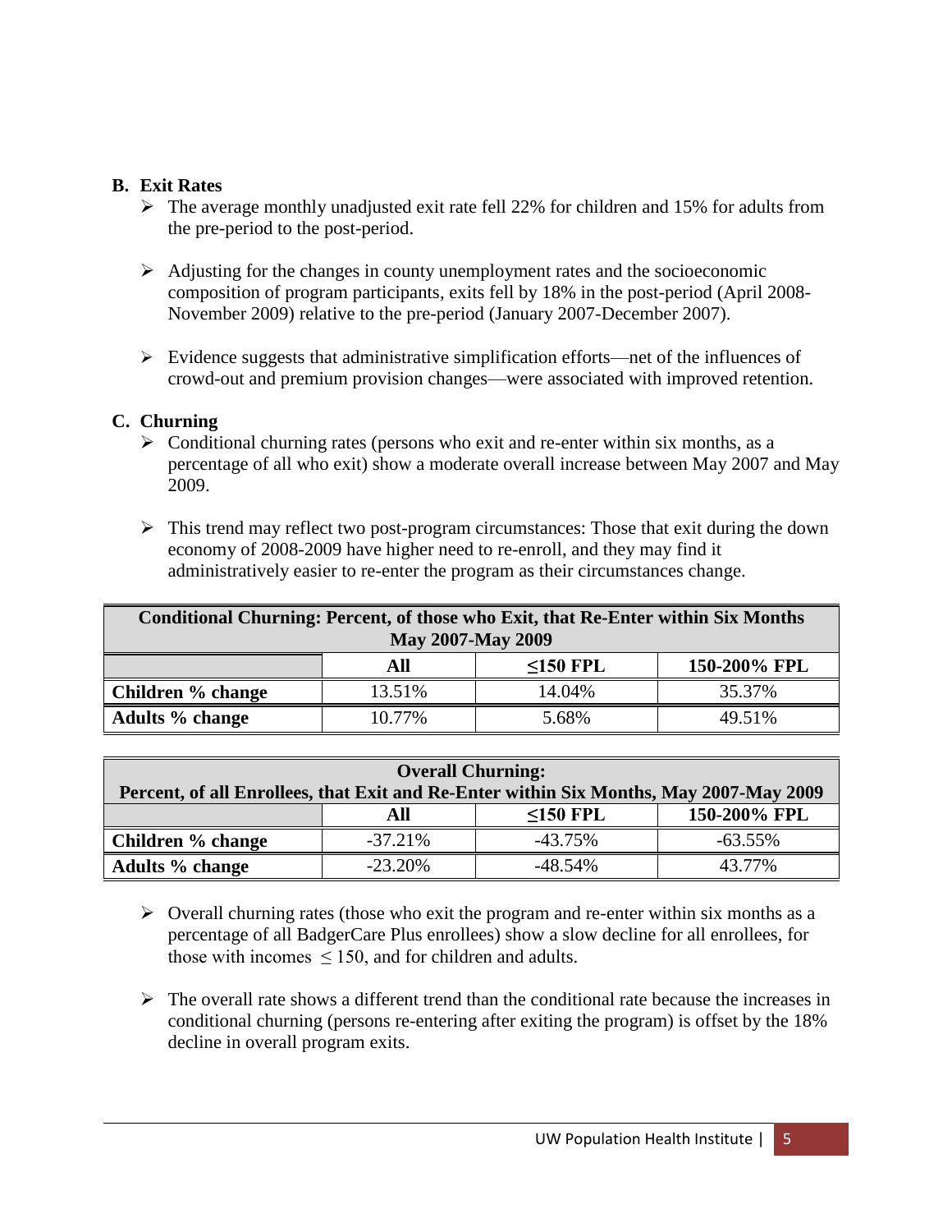### B. Exit Rates

- The average monthly unadjusted exit rate fell 22% for children and 15% for adults from the pre-period to the post-period.
- Adjusting for the changes in county unemployment rates and the socioeconomic composition of program participants, exits fell by 18% in the post-period (April 2008-November 2009) relative to the pre-period (January 2007-December 2007).
- Evidence suggests that administrative simplification efforts—net of the influences of crowd-out and premium provision changes—were associated with improved retention.

### C. Churning

- Conditional churning rates (persons who exit and re-enter within six months, as a percentage of all who exit) show a moderate overall increase between May 2007 and May 2009.
- This trend may reflect two post-program circumstances: Those that exit during the down economy of 2008-2009 have higher need to re-enroll, and they may find it administratively easier to re-enter the program as their circumstances change.

**Conditional Churning: Percent, of those who Exit, that Re-Enter within Six Months May 2007-May 2009**

| | All | ≤150 FPL | 150-200% FPL |
|---|---|---|---|
| **Children % change** | 13.51% | 14.04% | 35.37% |
| **Adults % change** | 10.77% | 5.68% | 49.51% |

**Overall Churning: Percent, of all Enrollees, that Exit and Re-Enter within Six Months, May 2007-May 2009**

| | All | ≤150 FPL | 150-200% FPL |
|---|---|---|---|
| **Children % change** | -37.21% | -43.75% | -63.55% |
| **Adults % change** | -23.20% | -48.54% | 43.77% |

- Overall churning rates (those who exit the program and re-enter within six months as a percentage of all BadgerCare Plus enrollees) show a slow decline for all enrollees, for those with incomes ≤ 150, and for children and adults.
- The overall rate shows a different trend than the conditional rate because the increases in conditional churning (persons re-entering after exiting the program) is offset by the 18% decline in overall program exits.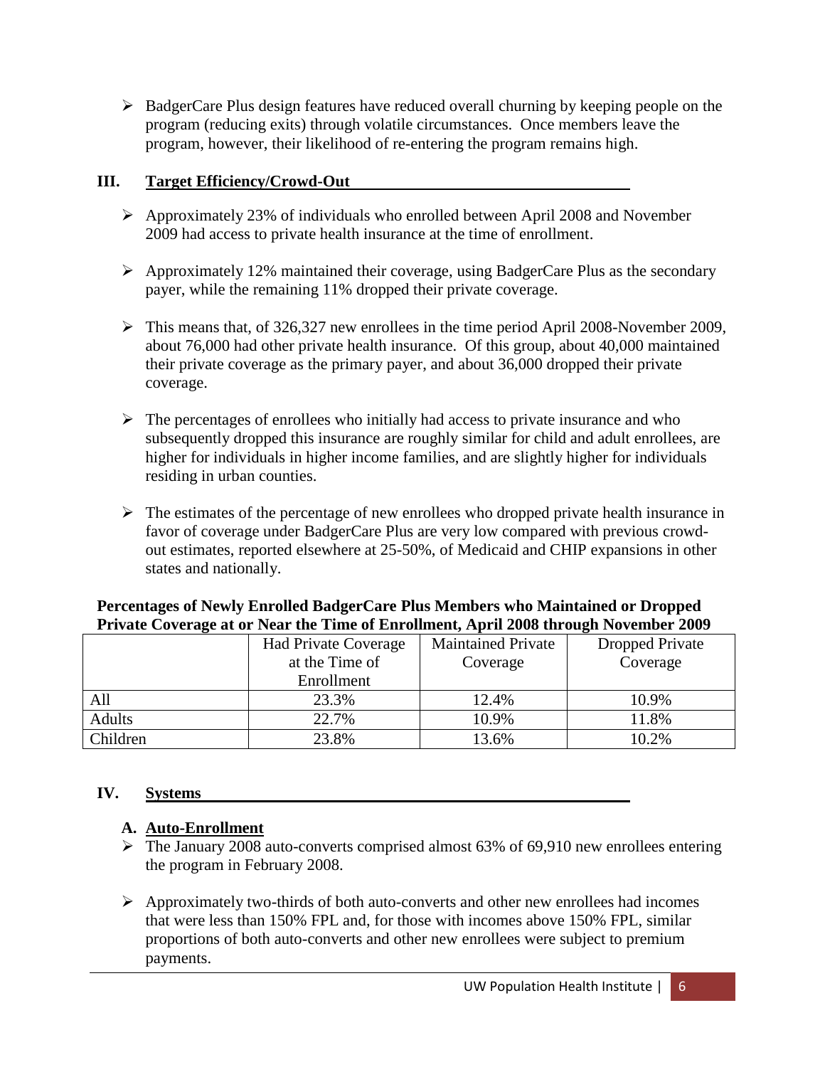- BadgerCare Plus design features have reduced overall churning by keeping people on the program (reducing exits) through volatile circumstances. Once members leave the program, however, their likelihood of re-entering the program remains high.

## III. Target Efficiency/Crowd-Out

- Approximately 23% of individuals who enrolled between April 2008 and November 2009 had access to private health insurance at the time of enrollment.
- Approximately 12% maintained their coverage, using BadgerCare Plus as the secondary payer, while the remaining 11% dropped their private coverage.
- This means that, of 326,327 new enrollees in the time period April 2008-November 2009, about 76,000 had other private health insurance. Of this group, about 40,000 maintained their private coverage as the primary payer, and about 36,000 dropped their private coverage.
- The percentages of enrollees who initially had access to private insurance and who subsequently dropped this insurance are roughly similar for child and adult enrollees, are higher for individuals in higher income families, and are slightly higher for individuals residing in urban counties.
- The estimates of the percentage of new enrollees who dropped private health insurance in favor of coverage under BadgerCare Plus are very low compared with previous crowd-out estimates, reported elsewhere at 25-50%, of Medicaid and CHIP expansions in other states and nationally.

**Percentages of Newly Enrolled BadgerCare Plus Members who Maintained or Dropped Private Coverage at or Near the Time of Enrollment, April 2008 through November 2009**

| | Had Private Coverage at the Time of Enrollment | Maintained Private Coverage | Dropped Private Coverage |
|---|---|---|---|
| All | 23.3% | 12.4% | 10.9% |
| Adults | 22.7% | 10.9% | 11.8% |
| Children | 23.8% | 13.6% | 10.2% |

## IV. Systems

### A. Auto-Enrollment

- The January 2008 auto-converts comprised almost 63% of 69,910 new enrollees entering the program in February 2008.
- Approximately two-thirds of both auto-converts and other new enrollees had incomes that were less than 150% FPL and, for those with incomes above 150% FPL, similar proportions of both auto-converts and other new enrollees were subject to premium payments.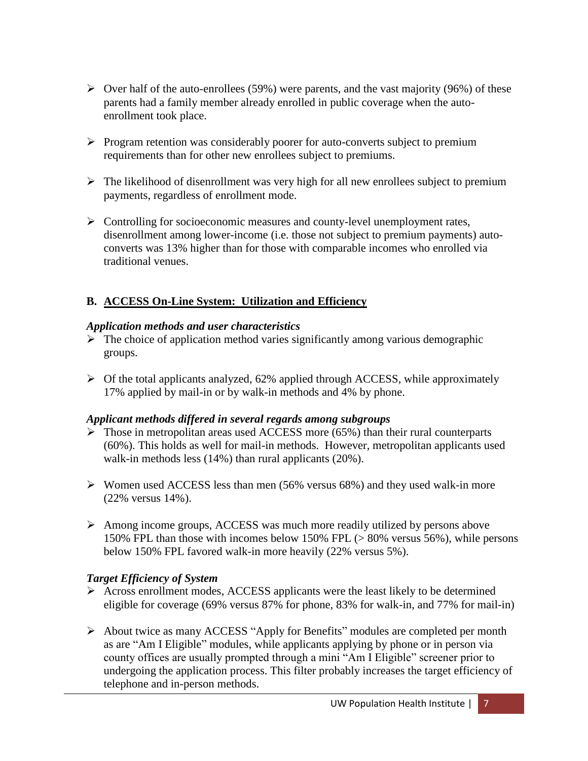- Over half of the auto-enrollees (59%) were parents, and the vast majority (96%) of these parents had a family member already enrolled in public coverage when the auto-enrollment took place.
- Program retention was considerably poorer for auto-converts subject to premium requirements than for other new enrollees subject to premiums.
- The likelihood of disenrollment was very high for all new enrollees subject to premium payments, regardless of enrollment mode.
- Controlling for socioeconomic measures and county-level unemployment rates, disenrollment among lower-income (i.e. those not subject to premium payments) auto-converts was 13% higher than for those with comparable incomes who enrolled via traditional venues.

### B. <u>ACCESS On-Line System: Utilization and Efficiency</u>

***Application methods and user characteristics***

- The choice of application method varies significantly among various demographic groups.
- Of the total applicants analyzed, 62% applied through ACCESS, while approximately 17% applied by mail-in or by walk-in methods and 4% by phone.

***Applicant methods differed in several regards among subgroups***

- Those in metropolitan areas used ACCESS more (65%) than their rural counterparts (60%). This holds as well for mail-in methods. However, metropolitan applicants used walk-in methods less (14%) than rural applicants (20%).
- Women used ACCESS less than men (56% versus 68%) and they used walk-in more (22% versus 14%).
- Among income groups, ACCESS was much more readily utilized by persons above 150% FPL than those with incomes below 150% FPL (> 80% versus 56%), while persons below 150% FPL favored walk-in more heavily (22% versus 5%).

***Target Efficiency of System***

- Across enrollment modes, ACCESS applicants were the least likely to be determined eligible for coverage (69% versus 87% for phone, 83% for walk-in, and 77% for mail-in)
- About twice as many ACCESS "Apply for Benefits" modules are completed per month as are "Am I Eligible" modules, while applicants applying by phone or in person via county offices are usually prompted through a mini "Am I Eligible" screener prior to undergoing the application process. This filter probably increases the target efficiency of telephone and in-person methods.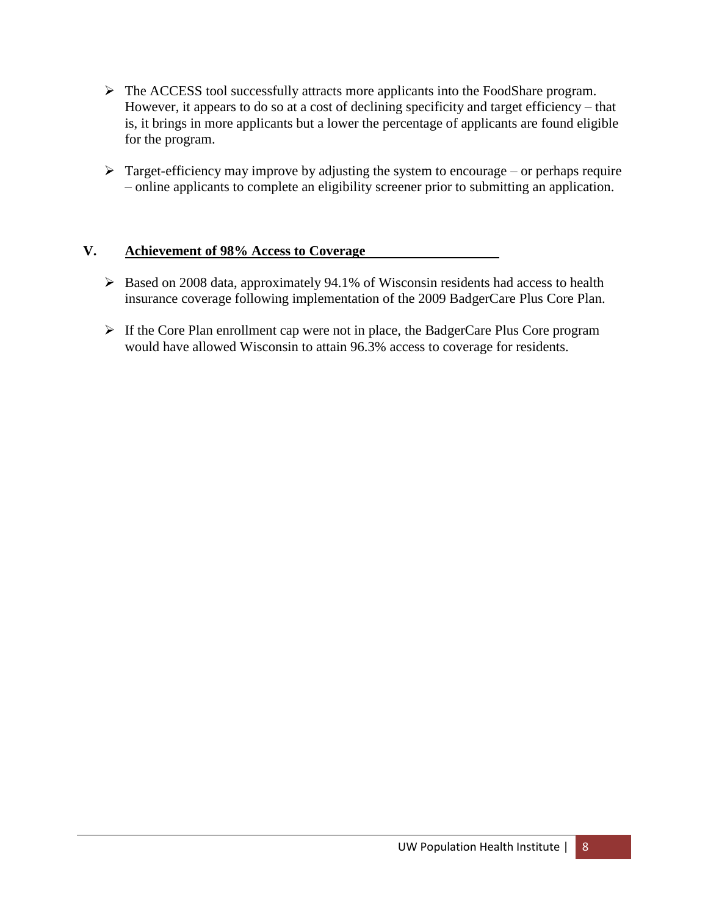- The ACCESS tool successfully attracts more applicants into the FoodShare program. However, it appears to do so at a cost of declining specificity and target efficiency – that is, it brings in more applicants but a lower the percentage of applicants are found eligible for the program.
- Target-efficiency may improve by adjusting the system to encourage – or perhaps require – online applicants to complete an eligibility screener prior to submitting an application.

## V. Achievement of 98% Access to Coverage

- Based on 2008 data, approximately 94.1% of Wisconsin residents had access to health insurance coverage following implementation of the 2009 BadgerCare Plus Core Plan.
- If the Core Plan enrollment cap were not in place, the BadgerCare Plus Core program would have allowed Wisconsin to attain 96.3% access to coverage for residents.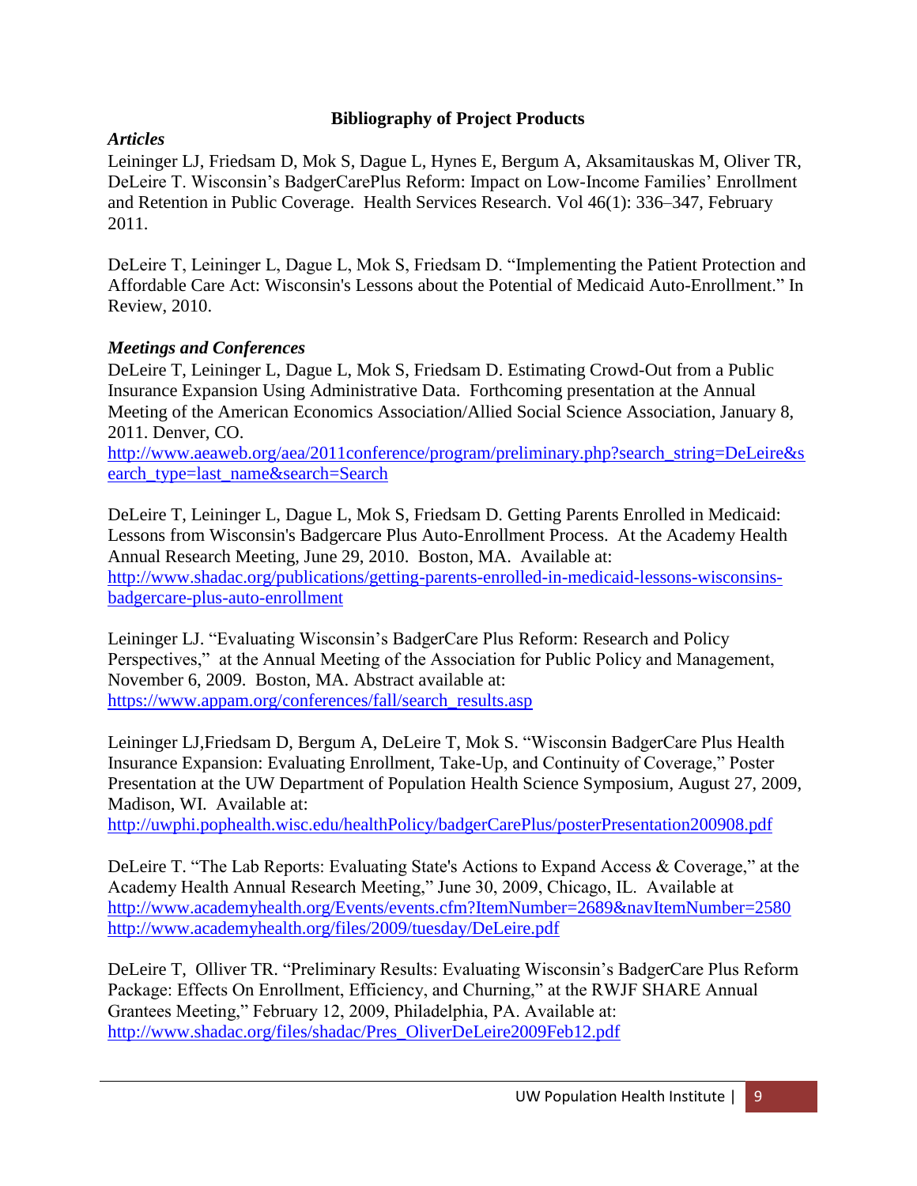## Bibliography of Project Products

### *Articles*

Leininger LJ, Friedsam D, Mok S, Dague L, Hynes E, Bergum A, Aksamitauskas M, Oliver TR, DeLeire T. Wisconsin's BadgerCarePlus Reform: Impact on Low-Income Families' Enrollment and Retention in Public Coverage. Health Services Research. Vol 46(1): 336–347, February 2011.

DeLeire T, Leininger L, Dague L, Mok S, Friedsam D. "Implementing the Patient Protection and Affordable Care Act: Wisconsin's Lessons about the Potential of Medicaid Auto-Enrollment." In Review, 2010.

### *Meetings and Conferences*

DeLeire T, Leininger L, Dague L, Mok S, Friedsam D. Estimating Crowd-Out from a Public Insurance Expansion Using Administrative Data. Forthcoming presentation at the Annual Meeting of the American Economics Association/Allied Social Science Association, January 8, 2011. Denver, CO.
http://www.aeaweb.org/aea/2011conference/program/preliminary.php?search_string=DeLeire&search_type=last_name&search=Search

DeLeire T, Leininger L, Dague L, Mok S, Friedsam D. Getting Parents Enrolled in Medicaid: Lessons from Wisconsin's Badgercare Plus Auto-Enrollment Process. At the Academy Health Annual Research Meeting, June 29, 2010. Boston, MA. Available at:
http://www.shadac.org/publications/getting-parents-enrolled-in-medicaid-lessons-wisconsins-badgercare-plus-auto-enrollment

Leininger LJ. "Evaluating Wisconsin's BadgerCare Plus Reform: Research and Policy Perspectives," at the Annual Meeting of the Association for Public Policy and Management, November 6, 2009. Boston, MA. Abstract available at:
https://www.appam.org/conferences/fall/search_results.asp

Leininger LJ,Friedsam D, Bergum A, DeLeire T, Mok S. "Wisconsin BadgerCare Plus Health Insurance Expansion: Evaluating Enrollment, Take-Up, and Continuity of Coverage," Poster Presentation at the UW Department of Population Health Science Symposium, August 27, 2009, Madison, WI. Available at:
http://uwphi.pophealth.wisc.edu/healthPolicy/badgerCarePlus/posterPresentation200908.pdf

DeLeire T. "The Lab Reports: Evaluating State's Actions to Expand Access & Coverage," at the Academy Health Annual Research Meeting," June 30, 2009, Chicago, IL. Available at
http://www.academyhealth.org/Events/events.cfm?ItemNumber=2689&navItemNumber=2580
http://www.academyhealth.org/files/2009/tuesday/DeLeire.pdf

DeLeire T, Olliver TR. "Preliminary Results: Evaluating Wisconsin's BadgerCare Plus Reform Package: Effects On Enrollment, Efficiency, and Churning," at the RWJF SHARE Annual Grantees Meeting," February 12, 2009, Philadelphia, PA. Available at:
http://www.shadac.org/files/shadac/Pres_OliverDeLeire2009Feb12.pdf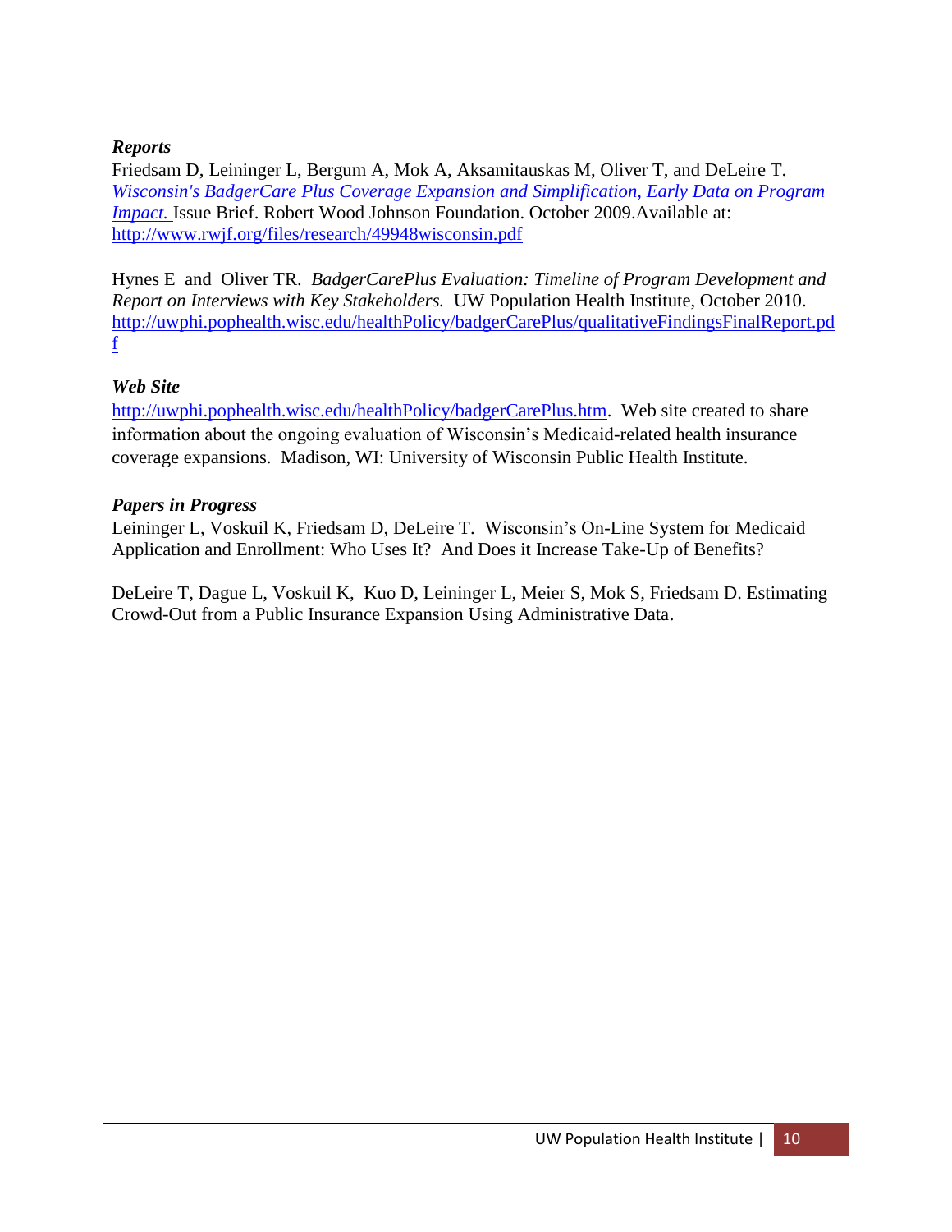***Reports***

Friedsam D, Leininger L, Bergum A, Mok A, Aksamitauskas M, Oliver T, and DeLeire T. *Wisconsin's BadgerCare Plus Coverage Expansion and Simplification, Early Data on Program Impact.* Issue Brief. Robert Wood Johnson Foundation. October 2009.Available at: http://www.rwjf.org/files/research/49948wisconsin.pdf

Hynes E and Oliver TR. *BadgerCarePlus Evaluation: Timeline of Program Development and Report on Interviews with Key Stakeholders.* UW Population Health Institute, October 2010. http://uwphi.pophealth.wisc.edu/healthPolicy/badgerCarePlus/qualitativeFindingsFinalReport.pdf

***Web Site***

http://uwphi.pophealth.wisc.edu/healthPolicy/badgerCarePlus.htm. Web site created to share information about the ongoing evaluation of Wisconsin's Medicaid-related health insurance coverage expansions. Madison, WI: University of Wisconsin Public Health Institute.

***Papers in Progress***

Leininger L, Voskuil K, Friedsam D, DeLeire T. Wisconsin's On-Line System for Medicaid Application and Enrollment: Who Uses It? And Does it Increase Take-Up of Benefits?

DeLeire T, Dague L, Voskuil K, Kuo D, Leininger L, Meier S, Mok S, Friedsam D. Estimating Crowd-Out from a Public Insurance Expansion Using Administrative Data.